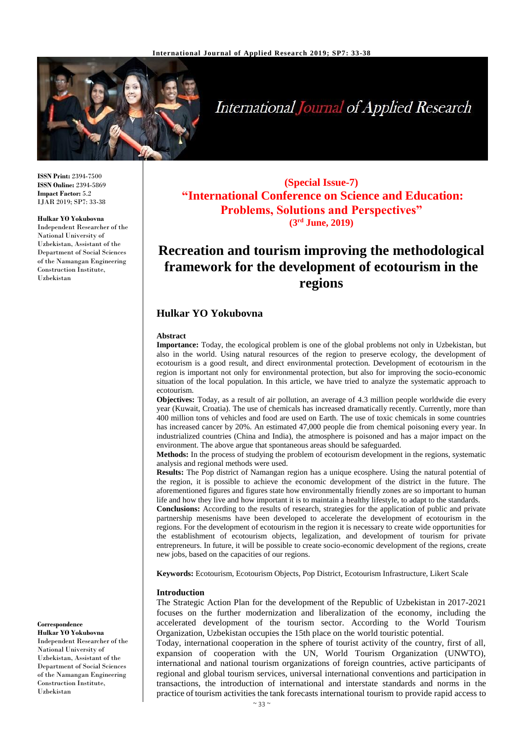**ISSN Print:** 2394-7500
**ISSN Online:** 2394-5869
**Impact Factor:** 5.2
IJAR 2019; SP7: 33-38

**Hulkar YO Yokubovna**
Independent Researcher of the National University of Uzbekistan, Assistant of the Department of Social Sciences of the Namangan Engineering Construction Institute, Uzbekistan

**Correspondence**
**Hulkar YO Yokubovna**
Independent Researcher of the National University of Uzbekistan, Assistant of the Department of Social Sciences of the Namangan Engineering Construction Institute, Uzbekistan

**(Special Issue-7)**
**"International Conference on Science and Education: Problems, Solutions and Perspectives"**
**(3rd June, 2019)**

# Recreation and tourism improving the methodological framework for the development of ecotourism in the regions

## Hulkar YO Yokubovna

**Abstract**

**Importance:** Today, the ecological problem is one of the global problems not only in Uzbekistan, but also in the world. Using natural resources of the region to preserve ecology, the development of ecotourism is a good result, and direct environmental protection. Development of ecotourism in the region is important not only for environmental protection, but also for improving the socio-economic situation of the local population. In this article, we have tried to analyze the systematic approach to ecotourism.

**Objectives:** Today, as a result of air pollution, an average of 4.3 million people worldwide die every year (Kuwait, Croatia). The use of chemicals has increased dramatically recently. Currently, more than 400 million tons of vehicles and food are used on Earth. The use of toxic chemicals in some countries has increased cancer by 20%. An estimated 47,000 people die from chemical poisoning every year. In industrialized countries (China and India), the atmosphere is poisoned and has a major impact on the environment. The above argue that spontaneous areas should be safeguarded.

**Methods:** In the process of studying the problem of ecotourism development in the regions, systematic analysis and regional methods were used.

**Results:** The Pop district of Namangan region has a unique ecosphere. Using the natural potential of the region, it is possible to achieve the economic development of the district in the future. The aforementioned figures and figures state how environmentally friendly zones are so important to human life and how they live and how important it is to maintain a healthy lifestyle, to adapt to the standards.

**Conclusions:** According to the results of research, strategies for the application of public and private partnership mesenisms have been developed to accelerate the development of ecotourism in the regions. For the development of ecotourism in the region it is necessary to create wide opportunities for the establishment of ecotourism objects, legalization, and development of tourism for private entrepreneurs. In future, it will be possible to create socio-economic development of the regions, create new jobs, based on the capacities of our regions.

**Keywords:** Ecotourism, Ecotourism Objects, Pop District, Ecotourism Infrastructure, Likert Scale

### Introduction

The Strategic Action Plan for the development of the Republic of Uzbekistan in 2017-2021 focuses on the further modernization and liberalization of the economy, including the accelerated development of the tourism sector. According to the World Tourism Organization, Uzbekistan occupies the 15th place on the world touristic potential.

Today, international cooperation in the sphere of tourist activity of the country, first of all, expansion of cooperation with the UN, World Tourism Organization (UNWTO), international and national tourism organizations of foreign countries, active participants of regional and global tourism services, universal international conventions and participation in transactions, the introduction of international and interstate standards and norms in the practice of tourism activities the tank forecasts international tourism to provide rapid access to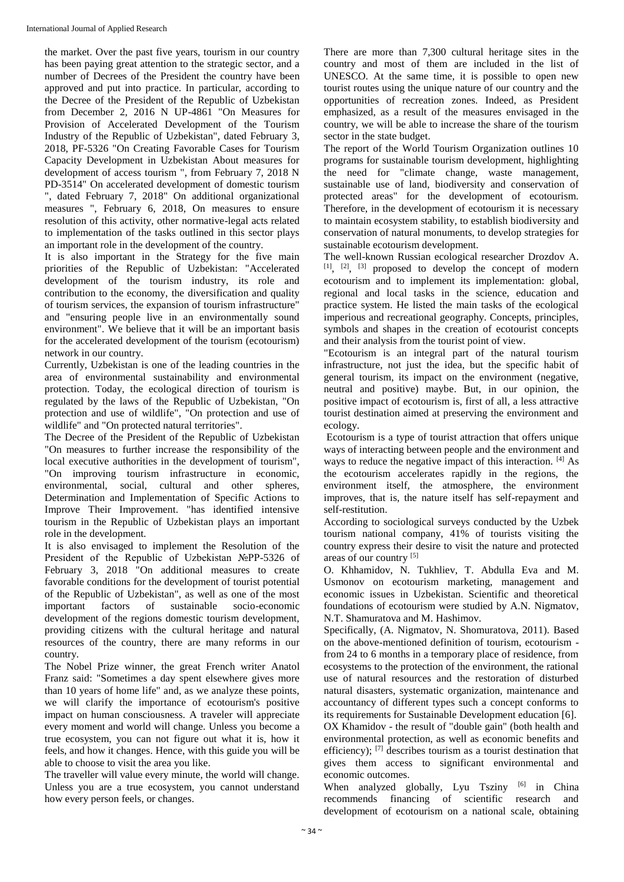the market. Over the past five years, tourism in our country has been paying great attention to the strategic sector, and a number of Decrees of the President the country have been approved and put into practice. In particular, according to the Decree of the President of the Republic of Uzbekistan from December 2, 2016 N UP-4861 "On Measures for Provision of Accelerated Development of the Tourism Industry of the Republic of Uzbekistan", dated February 3, 2018, PF-5326 "On Creating Favorable Cases for Tourism Capacity Development in Uzbekistan About measures for development of access tourism ", from February 7, 2018 N PD-3514" On accelerated development of domestic tourism ", dated February 7, 2018" On additional organizational measures ", February 6, 2018, On measures to ensure resolution of this activity, other normative-legal acts related to implementation of the tasks outlined in this sector plays an important role in the development of the country.

It is also important in the Strategy for the five main priorities of the Republic of Uzbekistan: "Accelerated development of the tourism industry, its role and contribution to the economy, the diversification and quality of tourism services, the expansion of tourism infrastructure" and "ensuring people live in an environmentally sound environment". We believe that it will be an important basis for the accelerated development of the tourism (ecotourism) network in our country.

Currently, Uzbekistan is one of the leading countries in the area of environmental sustainability and environmental protection. Today, the ecological direction of tourism is regulated by the laws of the Republic of Uzbekistan, "On protection and use of wildlife", "On protection and use of wildlife" and "On protected natural territories".

The Decree of the President of the Republic of Uzbekistan "On measures to further increase the responsibility of the local executive authorities in the development of tourism", "On improving tourism infrastructure in economic, environmental, social, cultural and other spheres, Determination and Implementation of Specific Actions to Improve Their Improvement. "has identified intensive tourism in the Republic of Uzbekistan plays an important role in the development.

It is also envisaged to implement the Resolution of the President of the Republic of Uzbekistan №PP-5326 of February 3, 2018 "On additional measures to create favorable conditions for the development of tourist potential of the Republic of Uzbekistan", as well as one of the most important factors of sustainable socio-economic development of the regions domestic tourism development, providing citizens with the cultural heritage and natural resources of the country, there are many reforms in our country.

The Nobel Prize winner, the great French writer Anatol Franz said: "Sometimes a day spent elsewhere gives more than 10 years of home life" and, as we analyze these points, we will clarify the importance of ecotourism's positive impact on human consciousness. A traveler will appreciate every moment and world will change. Unless you become a true ecosystem, you can not figure out what it is, how it feels, and how it changes. Hence, with this guide you will be able to choose to visit the area you like.

The traveller will value every minute, the world will change. Unless you are a true ecosystem, you cannot understand how every person feels, or changes.

There are more than 7,300 cultural heritage sites in the country and most of them are included in the list of UNESCO. At the same time, it is possible to open new tourist routes using the unique nature of our country and the opportunities of recreation zones. Indeed, as President emphasized, as a result of the measures envisaged in the country, we will be able to increase the share of the tourism sector in the state budget.

The report of the World Tourism Organization outlines 10 programs for sustainable tourism development, highlighting the need for "climate change, waste management, sustainable use of land, biodiversity and conservation of protected areas" for the development of ecotourism. Therefore, in the development of ecotourism it is necessary to maintain ecosystem stability, to establish biodiversity and conservation of natural monuments, to develop strategies for sustainable ecotourism development.

The well-known Russian ecological researcher Drozdov A. [1], [2], [3] proposed to develop the concept of modern ecotourism and to implement its implementation: global, regional and local tasks in the science, education and practice system. He listed the main tasks of the ecological imperious and recreational geography. Concepts, principles, symbols and shapes in the creation of ecotourist concepts and their analysis from the tourist point of view.

"Ecotourism is an integral part of the natural tourism infrastructure, not just the idea, but the specific habit of general tourism, its impact on the environment (negative, neutral and positive) maybe. But, in our opinion, the positive impact of ecotourism is, first of all, a less attractive tourist destination aimed at preserving the environment and ecology.

Ecotourism is a type of tourist attraction that offers unique ways of interacting between people and the environment and ways to reduce the negative impact of this interaction. [4] As the ecotourism accelerates rapidly in the regions, the environment itself, the atmosphere, the environment improves, that is, the nature itself has self-repayment and self-restitution.

According to sociological surveys conducted by the Uzbek tourism national company, 41% of tourists visiting the country express their desire to visit the nature and protected areas of our country [5]

O. Khhamidov, N. Tukhliev, T. Abdulla Eva and M. Usmonov on ecotourism marketing, management and economic issues in Uzbekistan. Scientific and theoretical foundations of ecotourism were studied by A.N. Nigmatov, N.T. Shamuratova and M. Hashimov.

Specifically, (A. Nigmatov, N. Shomuratova, 2011). Based on the above-mentioned definition of tourism, ecotourism - from 24 to 6 months in a temporary place of residence, from ecosystems to the protection of the environment, the rational use of natural resources and the restoration of disturbed natural disasters, systematic organization, maintenance and accountancy of different types such a concept conforms to its requirements for Sustainable Development education [6].

OX Khamidov - the result of "double gain" (both health and environmental protection, as well as economic benefits and efficiency); [7] describes tourism as a tourist destination that gives them access to significant environmental and economic outcomes.

When analyzed globally, Lyu Tsziny [6] in China recommends financing of scientific research and development of ecotourism on a national scale, obtaining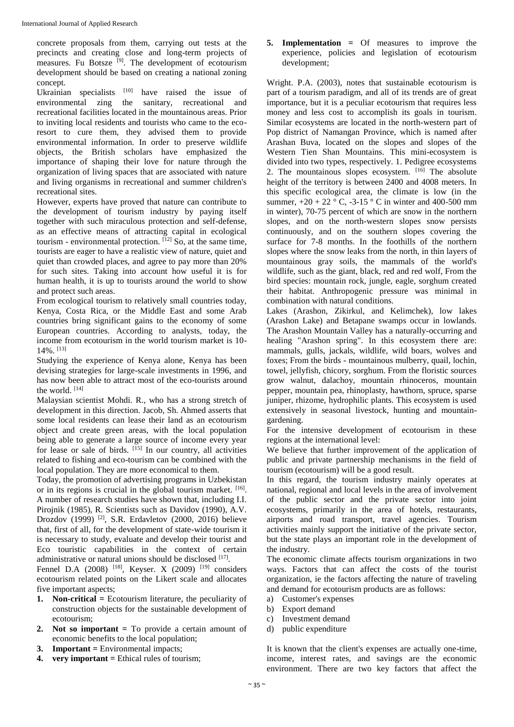concrete proposals from them, carrying out tests at the precincts and creating close and long-term projects of measures. Fu Botsze [9]. The development of ecotourism development should be based on creating a national zoning concept.

Ukrainian specialists [10] have raised the issue of environmental zing the sanitary, recreational and recreational facilities located in the mountainous areas. Prior to inviting local residents and tourists who came to the eco-resort to cure them, they advised them to provide environmental information. In order to preserve wildlife objects, the British scholars have emphasized the importance of shaping their love for nature through the organization of living spaces that are associated with nature and living organisms in recreational and summer children's recreational sites.

However, experts have proved that nature can contribute to the development of tourism industry by paying itself together with such miraculous protection and self-defense, as an effective means of attracting capital in ecological tourism - environmental protection. [12] So, at the same time, tourists are eager to have a realistic view of nature, quiet and quiet than crowded places, and agree to pay more than 20% for such sites. Taking into account how useful it is for human health, it is up to tourists around the world to show and protect such areas.

From ecological tourism to relatively small countries today, Kenya, Costa Rica, or the Middle East and some Arab countries bring significant gains to the economy of some European countries. According to analysts, today, the income from ecotourism in the world tourism market is 10-14%. [13]

Studying the experience of Kenya alone, Kenya has been devising strategies for large-scale investments in 1996, and has now been able to attract most of the eco-tourists around the world. [14]

Malaysian scientist Mohdi. R., who has a strong stretch of development in this direction. Jacob, Sh. Ahmed asserts that some local residents can lease their land as an ecotourism object and create green areas, with the local population being able to generate a large source of income every year for lease or sale of birds. [15] In our country, all activities related to fishing and eco-tourism can be combined with the local population. They are more economical to them.

Today, the promotion of advertising programs in Uzbekistan or in its regions is crucial in the global tourism market. [16]. A number of research studies have shown that, including I.I. Pirojnik (1985), R. Scientists such as Davidov (1990), A.V. Drozdov (1999) [2], S.R. Erdavletov (2000, 2016) believe that, first of all, for the development of state-wide tourism it is necessary to study, evaluate and develop their tourist and Eco touristic capabilities in the context of certain administrative or natural unions should be disclosed [17].

Fennel D.A (2008) [18], Keyser. X (2009) [19] considers ecotourism related points on the Likert scale and allocates five important aspects;

1. **Non-critical =** Ecotourism literature, the peculiarity of construction objects for the sustainable development of ecotourism;
2. **Not so important =** To provide a certain amount of economic benefits to the local population;
3. **Important =** Environmental impacts;
4. **very important =** Ethical rules of tourism;
5. **Implementation =** Of measures to improve the experience, policies and legislation of ecotourism development;

Wright. P.A. (2003), notes that sustainable ecotourism is part of a tourism paradigm, and all of its trends are of great importance, but it is a peculiar ecotourism that requires less money and less cost to accomplish its goals in tourism. Similar ecosystems are located in the north-western part of Pop district of Namangan Province, which is named after Arashan Buva, located on the slopes and slopes of the Western Tien Shan Mountains. This mini-ecosystem is divided into two types, respectively. 1. Pedigree ecosystems 2. The mountainous slopes ecosystem. [16] The absolute height of the territory is between 2400 and 4008 meters. In this specific ecological area, the climate is low (in the summer, +20 + 22 ° C, -3-15 ° C in winter and 400-500 mm in winter), 70-75 percent of which are snow in the northern slopes, and on the north-western slopes snow persists continuously, and on the southern slopes covering the surface for 7-8 months. In the foothills of the northern slopes where the snow leaks from the north, in thin layers of mountainous gray soils, the mammals of the world's wildlife, such as the giant, black, red and red wolf, From the bird species: mountain rock, jungle, eagle, sorghum created their habitat. Anthropogenic pressure was minimal in combination with natural conditions.

Lakes (Arashon, Zikirkul, and Kelimchek), low lakes (Arashon Lake) and Betapane swamps occur in lowlands. The Arashon Mountain Valley has a naturally-occurring and healing "Arashon spring". In this ecosystem there are: mammals, gulls, jackals, wildlife, wild boars, wolves and foxes; From the birds - mountainous mulberry, quail, lochin, towel, jellyfish, chicory, sorghum. From the floristic sources grow walnut, dalachoy, mountain rhinoceros, mountain pepper, mountain pea, rhinoplasty, hawthorn, spruce, sparse juniper, rhizome, hydrophilic plants. This ecosystem is used extensively in seasonal livestock, hunting and mountain-gardening.

For the intensive development of ecotourism in these regions at the international level:

We believe that further improvement of the application of public and private partnership mechanisms in the field of tourism (ecotourism) will be a good result.

In this regard, the tourism industry mainly operates at national, regional and local levels in the area of involvement of the public sector and the private sector into joint ecosystems, primarily in the area of hotels, restaurants, airports and road transport, travel agencies. Tourism activities mainly support the initiative of the private sector, but the state plays an important role in the development of the industry.

The economic climate affects tourism organizations in two ways. Factors that can affect the costs of the tourist organization, ie the factors affecting the nature of traveling and demand for ecotourism products are as follows:

a) Customer's expenses
b) Export demand
c) Investment demand
d) public expenditure

It is known that the client's expenses are actually one-time, income, interest rates, and savings are the economic environment. There are two key factors that affect the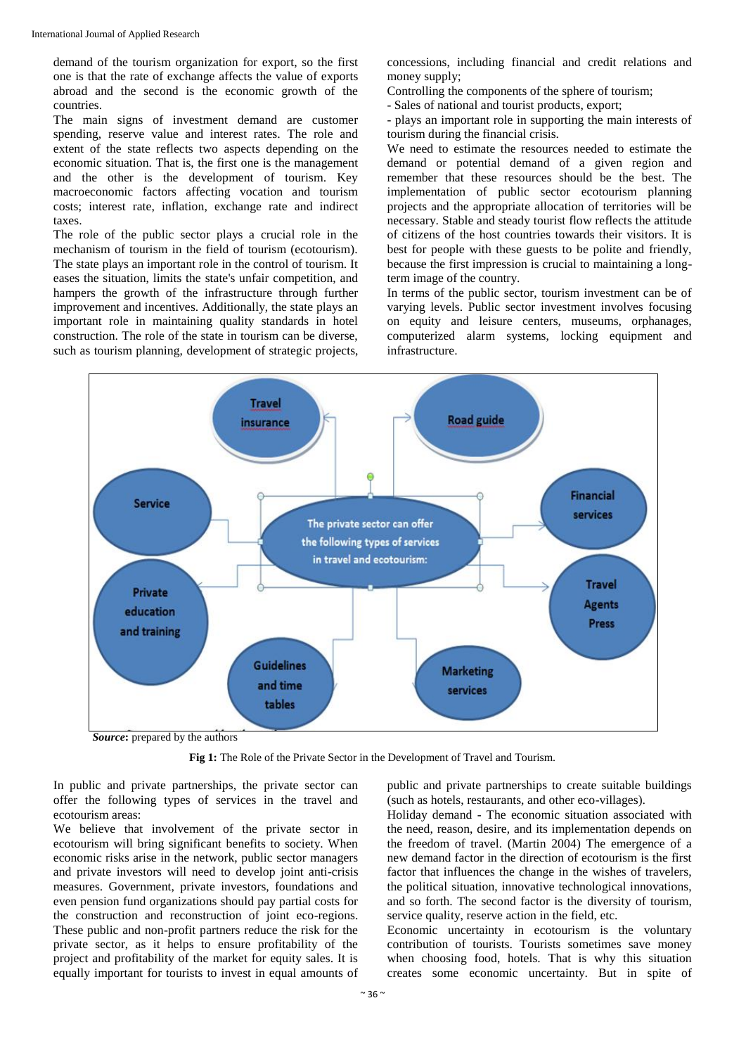demand of the tourism organization for export, so the first one is that the rate of exchange affects the value of exports abroad and the second is the economic growth of the countries.

The main signs of investment demand are customer spending, reserve value and interest rates. The role and extent of the state reflects two aspects depending on the economic situation. That is, the first one is the management and the other is the development of tourism. Key macroeconomic factors affecting vocation and tourism costs; interest rate, inflation, exchange rate and indirect taxes.

The role of the public sector plays a crucial role in the mechanism of tourism in the field of tourism (ecotourism). The state plays an important role in the control of tourism. It eases the situation, limits the state's unfair competition, and hampers the growth of the infrastructure through further improvement and incentives. Additionally, the state plays an important role in maintaining quality standards in hotel construction. The role of the state in tourism can be diverse, such as tourism planning, development of strategic projects, concessions, including financial and credit relations and money supply;

Controlling the components of the sphere of tourism;

- Sales of national and tourist products, export;
- plays an important role in supporting the main interests of tourism during the financial crisis.

We need to estimate the resources needed to estimate the demand or potential demand of a given region and remember that these resources should be the best. The implementation of public sector ecotourism planning projects and the appropriate allocation of territories will be necessary. Stable and steady tourist flow reflects the attitude of citizens of the host countries towards their visitors. It is best for people with these guests to be polite and friendly, because the first impression is crucial to maintaining a long-term image of the country.

In terms of the public sector, tourism investment can be of varying levels. Public sector investment involves focusing on equity and leisure centers, museums, orphanages, computerized alarm systems, locking equipment and infrastructure.

The private sector can offer the following types of services in travel and ecotourism:

- Travel insurance
- Road guide
- Service
- Financial services
- Private education and training
- Travel Agents Press
- Guidelines and time tables
- Marketing services

***Source*:** prepared by the authors

**Fig 1:** The Role of the Private Sector in the Development of Travel and Tourism.

In public and private partnerships, the private sector can offer the following types of services in the travel and ecotourism areas:

We believe that involvement of the private sector in ecotourism will bring significant benefits to society. When economic risks arise in the network, public sector managers and private investors will need to develop joint anti-crisis measures. Government, private investors, foundations and even pension fund organizations should pay partial costs for the construction and reconstruction of joint eco-regions. These public and non-profit partners reduce the risk for the private sector, as it helps to ensure profitability of the project and profitability of the market for equity sales. It is equally important for tourists to invest in equal amounts of public and private partnerships to create suitable buildings (such as hotels, restaurants, and other eco-villages).

Holiday demand - The economic situation associated with the need, reason, desire, and its implementation depends on the freedom of travel. (Martin 2004) The emergence of a new demand factor in the direction of ecotourism is the first factor that influences the change in the wishes of travelers, the political situation, innovative technological innovations, and so forth. The second factor is the diversity of tourism, service quality, reserve action in the field, etc.

Economic uncertainty in ecotourism is the voluntary contribution of tourists. Tourists sometimes save money when choosing food, hotels. That is why this situation creates some economic uncertainty. But in spite of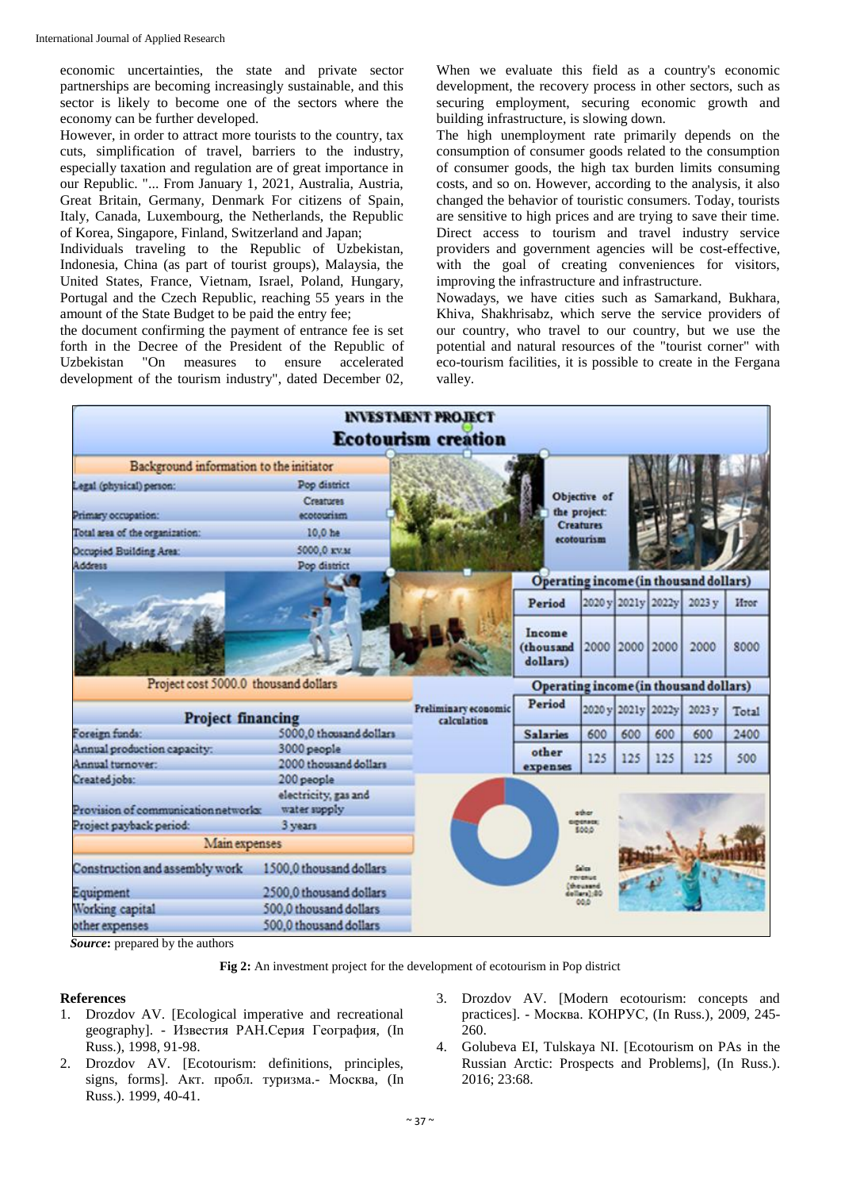economic uncertainties, the state and private sector partnerships are becoming increasingly sustainable, and this sector is likely to become one of the sectors where the economy can be further developed.

However, in order to attract more tourists to the country, tax cuts, simplification of travel, barriers to the industry, especially taxation and regulation are of great importance in our Republic. "... From January 1, 2021, Australia, Austria, Great Britain, Germany, Denmark For citizens of Spain, Italy, Canada, Luxembourg, the Netherlands, the Republic of Korea, Singapore, Finland, Switzerland and Japan;

Individuals traveling to the Republic of Uzbekistan, Indonesia, China (as part of tourist groups), Malaysia, the United States, France, Vietnam, Israel, Poland, Hungary, Portugal and the Czech Republic, reaching 55 years in the amount of the State Budget to be paid the entry fee;

the document confirming the payment of entrance fee is set forth in the Decree of the President of the Republic of Uzbekistan "On measures to ensure accelerated development of the tourism industry", dated December 02,

When we evaluate this field as a country's economic development, the recovery process in other sectors, such as securing employment, securing economic growth and building infrastructure, is slowing down.

The high unemployment rate primarily depends on the consumption of consumer goods related to the consumption of consumer goods, the high tax burden limits consuming costs, and so on. However, according to the analysis, it also changed the behavior of touristic consumers. Today, tourists are sensitive to high prices and are trying to save their time. Direct access to tourism and travel industry service providers and government agencies will be cost-effective, with the goal of creating conveniences for visitors, improving the infrastructure and infrastructure.

Nowadays, we have cities such as Samarkand, Bukhara, Khiva, Shakhrisabz, which serve the service providers of our country, who travel to our country, but we use the potential and natural resources of the "tourist corner" with eco-tourism facilities, it is possible to create in the Fergana valley.

**INVESTMENT PROJECT**

**Ecotourism creation**

| Background information to the initiator | |
|---|---|
| Legal (physical) person: | Pop district |
| Primary occupation: | Creatures ecotourism |
| Total area of the organization: | 10,0 he |
| Occupied Building Area: | 5000,0 кв.м |
| Address | Pop district |

Objective of the project: Creatures ecotourism

Project cost 5000.0 thousand dollars

| Project financing | |
|---|---|
| Foreign funds: | 5000,0 thousand dollars |
| Annual production capacity: | 3000 people |
| Annual turnover: | 2000 thousand dollars |
| Created jobs: | 200 people |
| Provision of communication networks: | electricity, gas and water supply |
| Project payback period: | 3 years |

| Main expenses | |
|---|---|
| Construction and assembly work | 1500,0 thousand dollars |
| Equipment | 2500,0 thousand dollars |
| Working capital | 500,0 thousand dollars |
| other expenses | 500,0 thousand dollars |

Operating income (in thousand dollars)

| Period | 2020 y | 2021y | 2022y | 2023 y | Итог |
|---|---|---|---|---|---|
| Income (thousand dollars) | 2000 | 2000 | 2000 | 2000 | 8000 |

Preliminary economic calculation

Operating income (in thousand dollars)

| Period | 2020 y | 2021y | 2022y | 2023 y | Total |
|---|---|---|---|---|---|
| Salaries | 600 | 600 | 600 | 600 | 2400 |
| other expenses | 125 | 125 | 125 | 125 | 500 |

*Source*: prepared by the authors

**Fig 2:** An investment project for the development of ecotourism in Pop district

## References

1. Drozdov AV. [Ecological imperative and recreational geography]. - Известия РАН.Серия География, (In Russ.), 1998, 91-98.
2. Drozdov AV. [Ecotourism: definitions, principles, signs, forms]. Акт. пробл. туризма.- Москва, (In Russ.). 1999, 40-41.
3. Drozdov AV. [Modern ecotourism: concepts and practices]. - Москва. КОНРУС, (In Russ.), 2009, 245-260.
4. Golubeva EI, Tulskaya NI. [Ecotourism on PAs in the Russian Arctic: Prospects and Problems], (In Russ.). 2016; 23:68.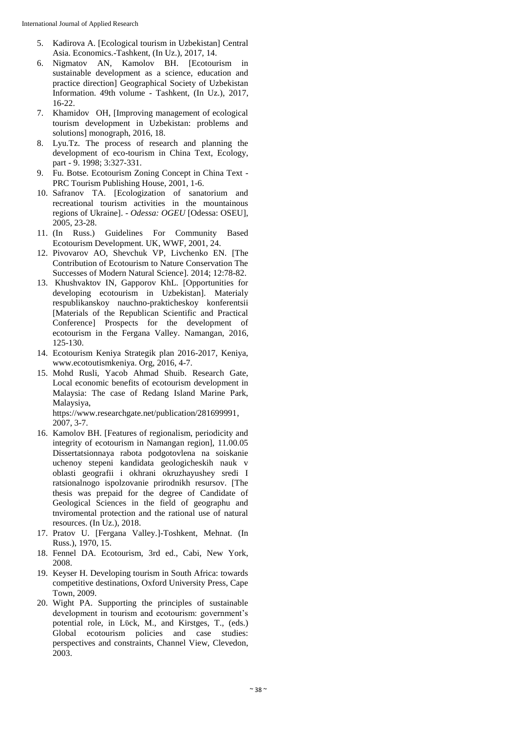5. Kadirova A. [Ecological tourism in Uzbekistan] Central Asia. Economics.-Tashkent, (In Uz.), 2017, 14.
6. Nigmatov AN, Kamolov BH. [Ecotourism in sustainable development as a science, education and practice direction] Geographical Society of Uzbekistan Information. 49th volume - Tashkent, (In Uz.), 2017, 16-22.
7. Khamidov OH, [Improving management of ecological tourism development in Uzbekistan: problems and solutions] monograph, 2016, 18.
8. Lyu.Tz. The process of research and planning the development of eco-tourism in China Text, Ecology, part - 9. 1998; 3:327-331.
9. Fu. Botse. Ecotourism Zoning Concept in China Text - PRC Tourism Publishing House, 2001, 1-6.
10. Safranov TA. [Ecologization of sanatorium and recreational tourism activities in the mountainous regions of Ukraine]. - *Odessa: OGEU* [Odessa: OSEU], 2005, 23-28.
11. (In Russ.) Guidelines For Community Based Ecotourism Development. UK, WWF, 2001, 24.
12. Pivovarov AO, Shevchuk VP, Livchenko EN. [The Contribution of Ecotourism to Nature Conservation The Successes of Modern Natural Science]. 2014; 12:78-82.
13. Khushvaktov IN, Gapporov KhL. [Opportunities for developing ecotourism in Uzbekistan]. Materialy respublikanskoy nauchno-prakticheskoy konferentsii [Materials of the Republican Scientific and Practical Conference] Prospects for the development of ecotourism in the Fergana Valley. Namangan, 2016, 125-130.
14. Ecotourism Keniya Strategik plan 2016-2017, Keniya, www.ecotoutismkeniya. Org, 2016, 4-7.
15. Mohd Rusli, Yacob Ahmad Shuib. Research Gate, Local economic benefits of ecotourism development in Malaysia: The case of Redang Island Marine Park, Malaysiya, https://www.researchgate.net/publication/281699991, 2007, 3-7.
16. Kamolov BH. [Features of regionalism, periodicity and integrity of ecotourism in Namangan region], 11.00.05 Dissertatsionnaya rabota podgotovlena na soiskanie uchenoy stepeni kandidata geologicheskih nauk v oblasti geografii i okhrani okruzhayushey sredi I ratsionalnogo ispolzovanie prirodnikh resursov. [The thesis was prepaid for the degree of Candidate of Geological Sciences in the field of geographu and tnviromental protection and the rational use of natural resources. (In Uz.), 2018.
17. Pratov U. [Fergana Valley.]-Toshkent, Mehnat. (In Russ.), 1970, 15.
18. Fennel DA. Ecotourism, 3rd ed., Cabi, New York, 2008.
19. Keyser H. Developing tourism in South Africa: towards competitive destinations, Oxford University Press, Cape Town, 2009.
20. Wight PA. Supporting the principles of sustainable development in tourism and ecotourism: government's potential role, in Lück, M., and Kirstges, T., (eds.) Global ecotourism policies and case studies: perspectives and constraints, Channel View, Clevedon, 2003.